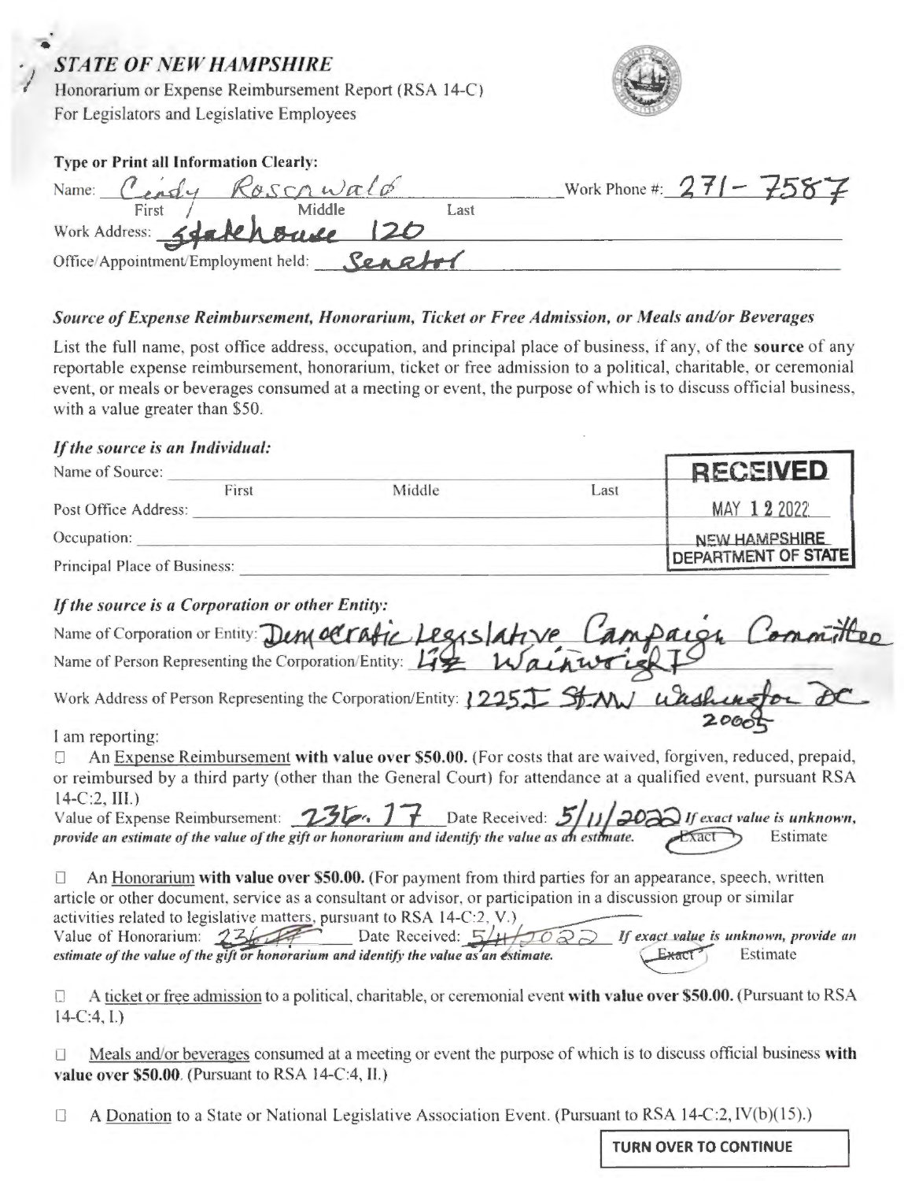# *STATE OF NEW HAMPSHIRE*

Honorarium or Expense Reimbursement Report (RSA 14-C)
For Legislators and Legislative Employees

**Type or Print all Information Clearly:**

Name: Cindy Rosenwald (First / Middle / Last) Work Phone #: 271-7587

Work Address: Statehouse 120

Office/Appointment/Employment held: Senator

### *Source of Expense Reimbursement, Honorarium, Ticket or Free Admission, or Meals and/or Beverages*

List the full name, post office address, occupation, and principal place of business, if any, of the **source** of any reportable expense reimbursement, honorarium, ticket or free admission to a political, charitable, or ceremonial event, or meals or beverages consumed at a meeting or event, the purpose of which is to discuss official business, with a value greater than $50.

### *If the source is an Individual:*

Name of Source: ______ (First / Middle / Last)

Post Office Address: ______

Occupation: ______

Principal Place of Business: ______

RECEIVED
MAY 12 2022
NEW HAMPSHIRE
DEPARTMENT OF STATE

### *If the source is a Corporation or other Entity:*

Name of Corporation or Entity: Democratic Legislative Campaign Committee

Name of Person Representing the Corporation/Entity: Liz Wainwright

Work Address of Person Representing the Corporation/Entity: 1225 I St NW Washington DC 20005

I am reporting:

☐ An Expense Reimbursement **with value over $50.00.** (For costs that are waived, forgiven, reduced, prepaid, or reimbursed by a third party (other than the General Court) for attendance at a qualified event, pursuant RSA 14-C:2, III.)
Value of Expense Reimbursement: 236.17 Date Received: 5/11/2022 *If exact value is unknown, provide an estimate of the value of the gift or honorarium and identify the value as an estimate.* (Exact) Estimate

☐ An Honorarium **with value over $50.00.** (For payment from third parties for an appearance, speech, written article or other document, service as a consultant or advisor, or participation in a discussion group or similar activities related to legislative matters, pursuant to RSA 14-C:2, V.)
Value of Honorarium: ~~236.17~~ Date Received: ~~5/11/2022~~ *If exact value is unknown, provide an estimate of the value of the gift or honorarium and identify the value as an estimate.* ~~Exact~~ Estimate

☐ A ticket or free admission to a political, charitable, or ceremonial event **with value over $50.00.** (Pursuant to RSA 14-C:4, I.)

☐ Meals and/or beverages consumed at a meeting or event the purpose of which is to discuss official business **with value over $50.00**. (Pursuant to RSA 14-C:4, II.)

☐ A Donation to a State or National Legislative Association Event. (Pursuant to RSA 14-C:2, IV(b)(15).)

**TURN OVER TO CONTINUE**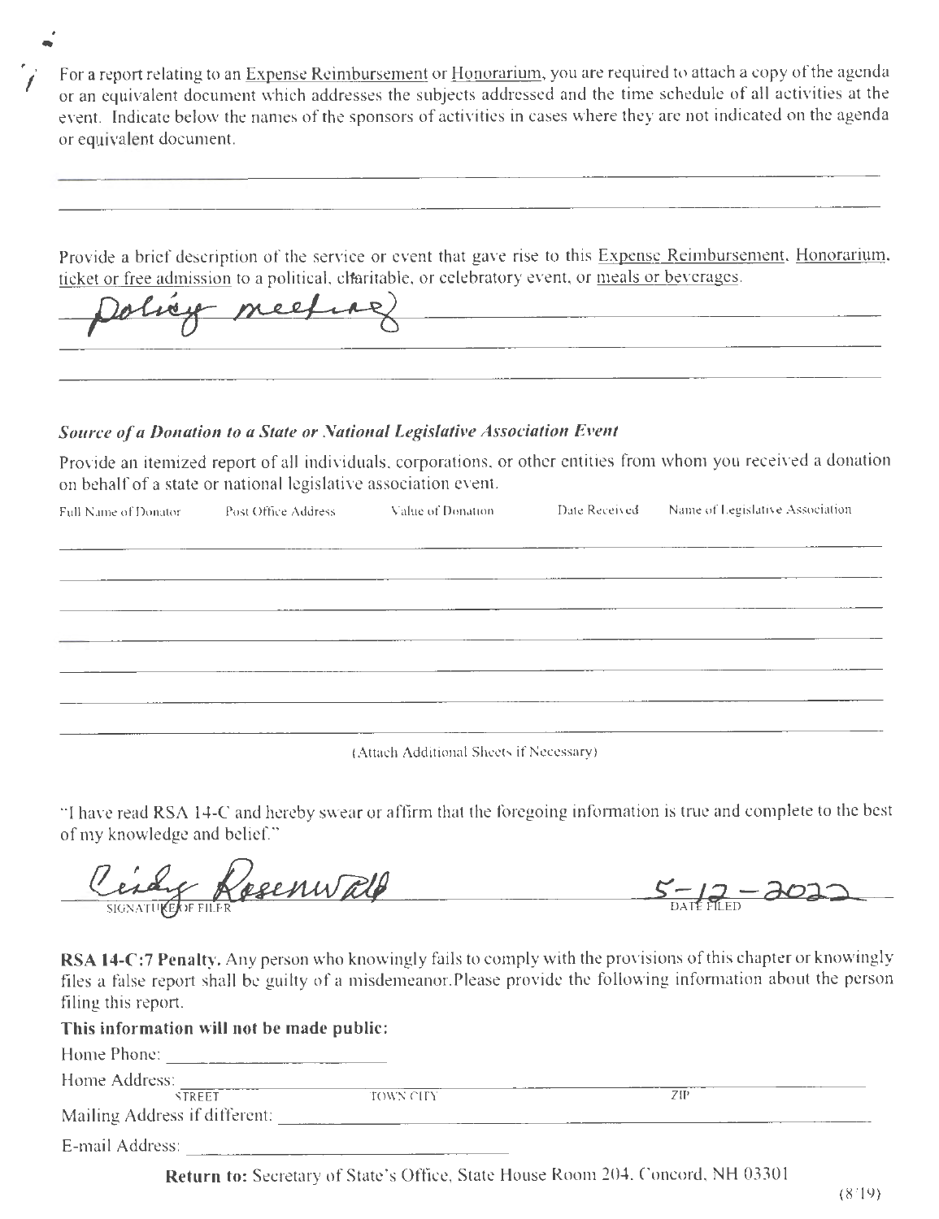For a report relating to an Expense Reimbursement or Honorarium, you are required to attach a copy of the agenda or an equivalent document which addresses the subjects addressed and the time schedule of all activities at the event. Indicate below the names of the sponsors of activities in cases where they are not indicated on the agenda or equivalent document.

Provide a brief description of the service or event that gave rise to this Expense Reimbursement, Honorarium, ticket or free admission to a political, charitable, or celebratory event, or meals or beverages.

Policy meeting

***Source of a Donation to a State or National Legislative Association Event***

Provide an itemized report of all individuals, corporations, or other entities from whom you received a donation on behalf of a state or national legislative association event.

| Full Name of Donator | Post Office Address | Value of Donation | Date Received | Name of Legislative Association |
|---|---|---|---|---|
| | | | | |
| | | | | |
| | | | | |
| | | | | |
| | | | | |
| | | | | |
| | | | | |

(Attach Additional Sheets if Necessary)

"I have read RSA 14-C and hereby swear or affirm that the foregoing information is true and complete to the best of my knowledge and belief."

Cindy Rosenwald
SIGNATURE OF FILER

5-12-2022
DATE FILED

**RSA 14-C:7 Penalty.** Any person who knowingly fails to comply with the provisions of this chapter or knowingly files a false report shall be guilty of a misdemeanor. Please provide the following information about the person filing this report.

**This information will not be made public:**

Home Phone: ______________________

Home Address: ______________________
STREET TOWN CITY ZIP

Mailing Address if different: ______________________

E-mail Address: ______________________

**Return to:** Secretary of State's Office, State House Room 204, Concord, NH 03301

(8/19)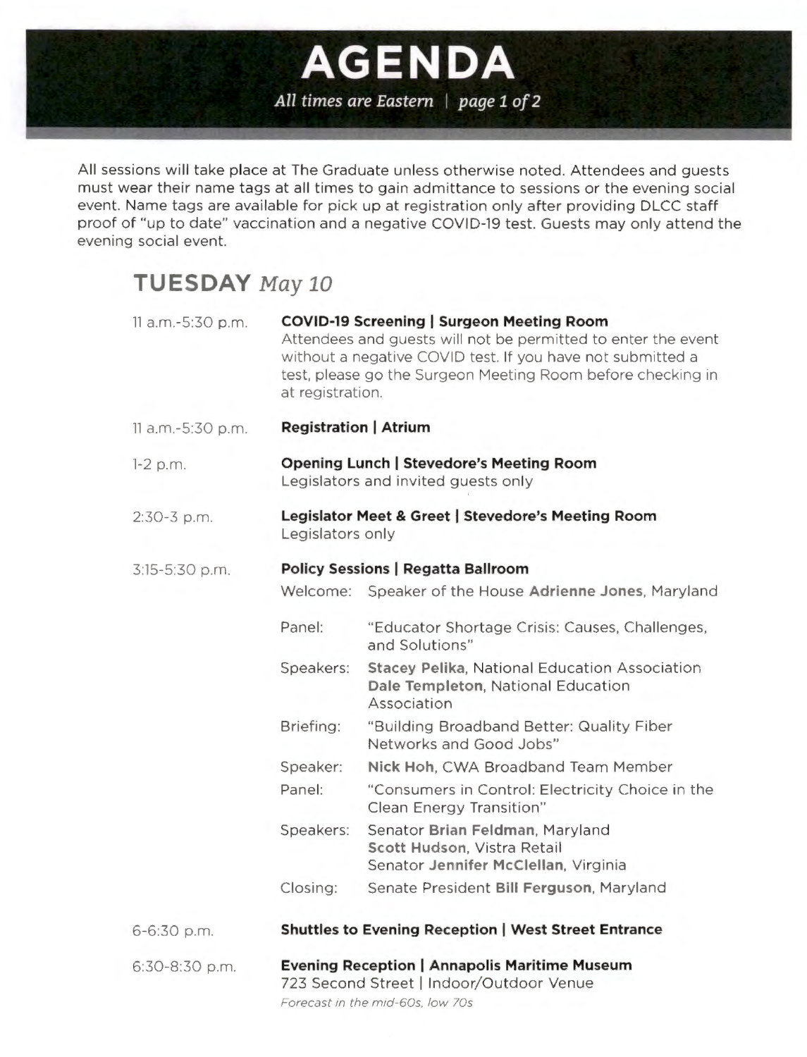# AGENDA

*All times are Eastern*

All sessions will take place at The Graduate unless otherwise noted. Attendees and guests must wear their name tags at all times to gain admittance to sessions or the evening social event. Name tags are available for pick up at registration only after providing DLCC staff proof of "up to date" vaccination and a negative COVID-19 test. Guests may only attend the evening social event.

## TUESDAY *May 10*

**11 a.m.-5:30 p.m.** — **COVID-19 Screening | Surgeon Meeting Room**
Attendees and guests will not be permitted to enter the event without a negative COVID test. If you have not submitted a test, please go the Surgeon Meeting Room before checking in at registration.

**11 a.m.-5:30 p.m.** — **Registration | Atrium**

**1-2 p.m.** — **Opening Lunch | Stevedore's Meeting Room**
Legislators and invited guests only

**2:30-3 p.m.** — **Legislator Meet & Greet | Stevedore's Meeting Room**
Legislators only

**3:15-5:30 p.m.** — **Policy Sessions | Regatta Ballroom**

- Welcome: Speaker of the House **Adrienne Jones**, Maryland
- Panel: "Educator Shortage Crisis: Causes, Challenges, and Solutions"
- Speakers: **Stacey Pelika**, National Education Association; **Dale Templeton**, National Education Association
- Briefing: "Building Broadband Better: Quality Fiber Networks and Good Jobs"
- Speaker: **Nick Hoh**, CWA Broadband Team Member
- Panel: "Consumers in Control: Electricity Choice in the Clean Energy Transition"
- Speakers: Senator **Brian Feldman**, Maryland; **Scott Hudson**, Vistra Retail; Senator **Jennifer McClellan**, Virginia
- Closing: Senate President **Bill Ferguson**, Maryland

**6-6:30 p.m.** — **Shuttles to Evening Reception | West Street Entrance**

**6:30-8:30 p.m.** — **Evening Reception | Annapolis Maritime Museum**
723 Second Street | Indoor/Outdoor Venue
*Forecast in the mid-60s, low 70s*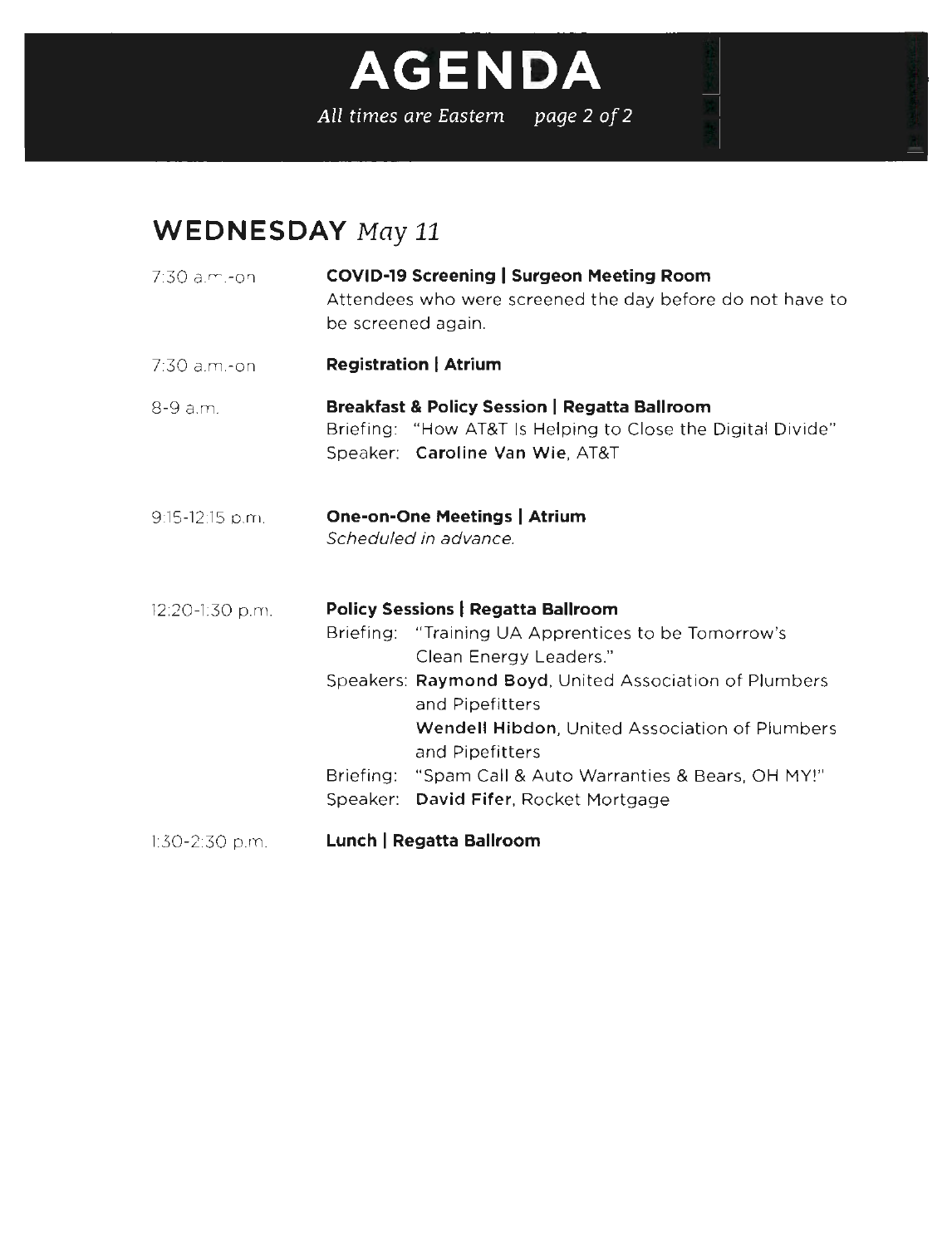# AGENDA

*All times are Eastern*

## WEDNESDAY *May 11*

7:30 a.m.-on **COVID-19 Screening | Surgeon Meeting Room**
Attendees who were screened the day before do not have to be screened again.

7:30 a.m.-on **Registration | Atrium**

8-9 a.m. **Breakfast & Policy Session | Regatta Ballroom**
Briefing: "How AT&T Is Helping to Close the Digital Divide"
Speaker: **Caroline Van Wie**, AT&T

9:15-12:15 p.m. **One-on-One Meetings | Atrium**
*Scheduled in advance.*

12:20-1:30 p.m. **Policy Sessions | Regatta Ballroom**
Briefing: "Training UA Apprentices to be Tomorrow's Clean Energy Leaders."
Speakers: **Raymond Boyd**, United Association of Plumbers and Pipefitters
**Wendell Hibdon**, United Association of Plumbers and Pipefitters
Briefing: "Spam Call & Auto Warranties & Bears, OH MY!"
Speaker: **David Fifer**, Rocket Mortgage

1:30-2:30 p.m. **Lunch | Regatta Ballroom**